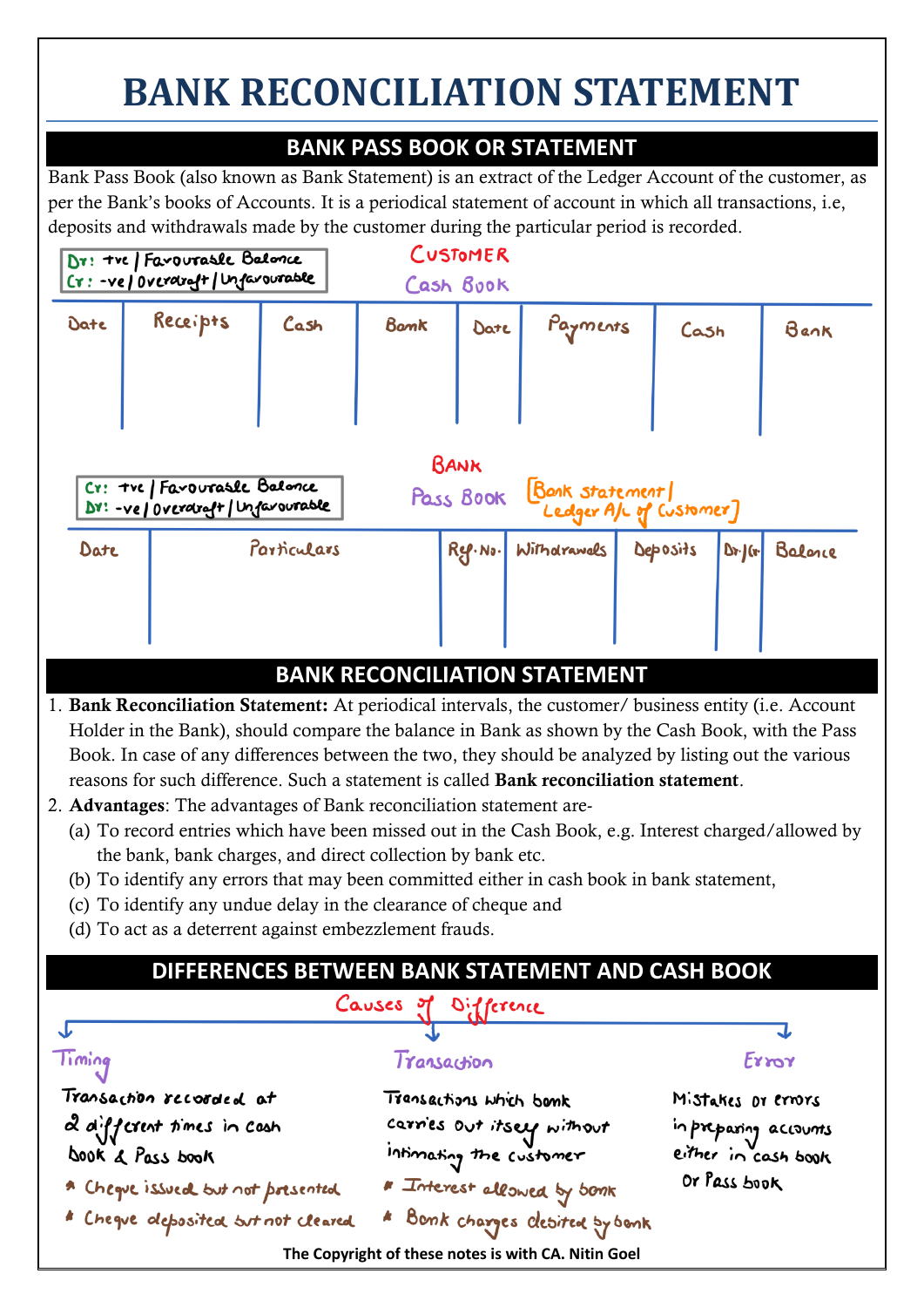# BANK RECONCILIATION STATEMENT

## BANK PASS BOOK OR STATEMENT

Bank Pass Book (also known as Bank Statement) is an extract of the Ledger Account of the customer, as per the Bank's books of Accounts. It is a periodical statement of account in which all transactions, i.e, deposits and withdrawals made by the customer during the particular period is recorded.

Dr: +ve | Favourable Balance
Cr: -ve | Overdraft | Unfavourable

**CUSTOMER**

Cash Book

| Date | Receipts | Cash | Bank | Date | Payments | Cash | Bank |
|---|---|---|---|---|---|---|---|
| | | | | | | | |

Cr: +ve | Favourable Balance
Dr: -ve | Overdraft | Unfavourable

**BANK**

Pass Book [Bank statement | Ledger A/c of Customer]

| Date | Particulars | Ref. No. | Withdrawals | Deposits | Dr./Cr. | Balance |
|---|---|---|---|---|---|---|
| | | | | | | |

## BANK RECONCILIATION STATEMENT

1. **Bank Reconciliation Statement:** At periodical intervals, the customer/ business entity (i.e. Account Holder in the Bank), should compare the balance in Bank as shown by the Cash Book, with the Pass Book. In case of any differences between the two, they should be analyzed by listing out the various reasons for such difference. Such a statement is called **Bank reconciliation statement**.
2. **Advantages**: The advantages of Bank reconciliation statement are-
   (a) To record entries which have been missed out in the Cash Book, e.g. Interest charged/allowed by the bank, bank charges, and direct collection by bank etc.
   (b) To identify any errors that may been committed either in cash book in bank statement,
   (c) To identify any undue delay in the clearance of cheque and
   (d) To act as a deterrent against embezzlement frauds.

## DIFFERENCES BETWEEN BANK STATEMENT AND CASH BOOK

**Causes of Difference**

- **Timing**: Transaction recorded at 2 different times in Cash Book & Pass book
  - Cheque issued but not presented
  - Cheque deposited but not cleared
- **Transaction**: Transactions which bank carries out itself without intimating the customer
  - Interest allowed by bank
  - Bank charges debited by bank
- **Error**: Mistakes or errors in preparing accounts either in cash book or Pass book

The Copyright of these notes is with CA. Nitin Goel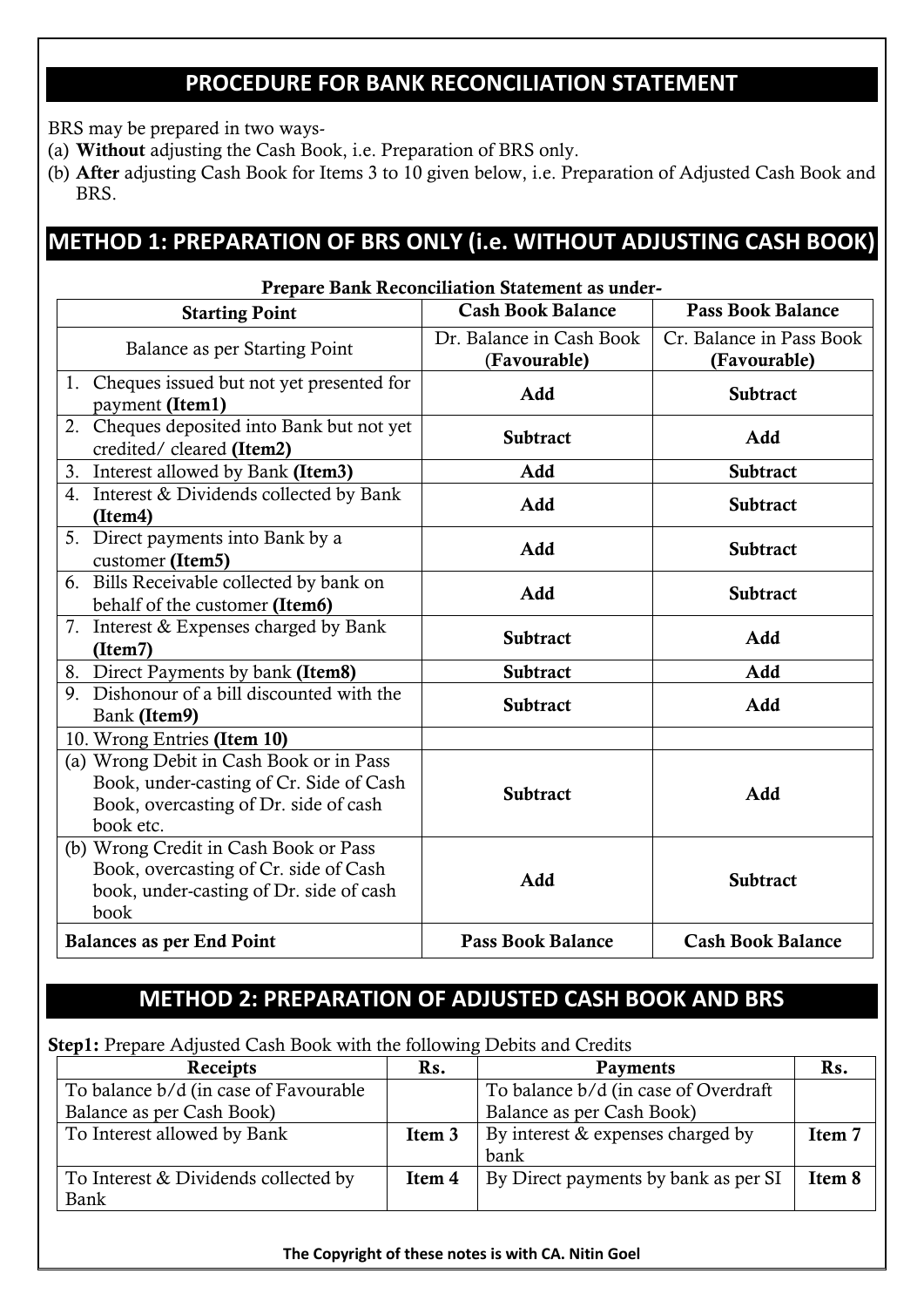## PROCEDURE FOR BANK RECONCILIATION STATEMENT

BRS may be prepared in two ways-

(a) **Without** adjusting the Cash Book, i.e. Preparation of BRS only.

(b) **After** adjusting Cash Book for Items 3 to 10 given below, i.e. Preparation of Adjusted Cash Book and BRS.

## METHOD 1: PREPARATION OF BRS ONLY (i.e. WITHOUT ADJUSTING CASH BOOK)

**Prepare Bank Reconciliation Statement as under-**

| Starting Point | Cash Book Balance | Pass Book Balance |
|---|---|---|
| Balance as per Starting Point | Dr. Balance in Cash Book **(Favourable)** | Cr. Balance in Pass Book **(Favourable)** |
| 1. Cheques issued but not yet presented for payment **(Item1)** | **Add** | **Subtract** |
| 2. Cheques deposited into Bank but not yet credited/ cleared **(Item2)** | **Subtract** | **Add** |
| 3. Interest allowed by Bank **(Item3)** | **Add** | **Subtract** |
| 4. Interest & Dividends collected by Bank **(Item4)** | **Add** | **Subtract** |
| 5. Direct payments into Bank by a customer **(Item5)** | **Add** | **Subtract** |
| 6. Bills Receivable collected by bank on behalf of the customer **(Item6)** | **Add** | **Subtract** |
| 7. Interest & Expenses charged by Bank **(Item7)** | **Subtract** | **Add** |
| 8. Direct Payments by bank **(Item8)** | **Subtract** | **Add** |
| 9. Dishonour of a bill discounted with the Bank **(Item9)** | **Subtract** | **Add** |
| 10. Wrong Entries **(Item 10)** | | |
| (a) Wrong Debit in Cash Book or in Pass Book, under-casting of Cr. Side of Cash Book, overcasting of Dr. side of cash book etc. | **Subtract** | **Add** |
| (b) Wrong Credit in Cash Book or Pass Book, overcasting of Cr. side of Cash book, under-casting of Dr. side of cash book | **Add** | **Subtract** |
| **Balances as per End Point** | **Pass Book Balance** | **Cash Book Balance** |

## METHOD 2: PREPARATION OF ADJUSTED CASH BOOK AND BRS

**Step1:** Prepare Adjusted Cash Book with the following Debits and Credits

| Receipts | Rs. | Payments | Rs. |
|---|---|---|---|
| To balance b/d (in case of Favourable Balance as per Cash Book) | | To balance b/d (in case of Overdraft Balance as per Cash Book) | |
| To Interest allowed by Bank | **Item 3** | By interest & expenses charged by bank | **Item 7** |
| To Interest & Dividends collected by Bank | **Item 4** | By Direct payments by bank as per SI | **Item 8** |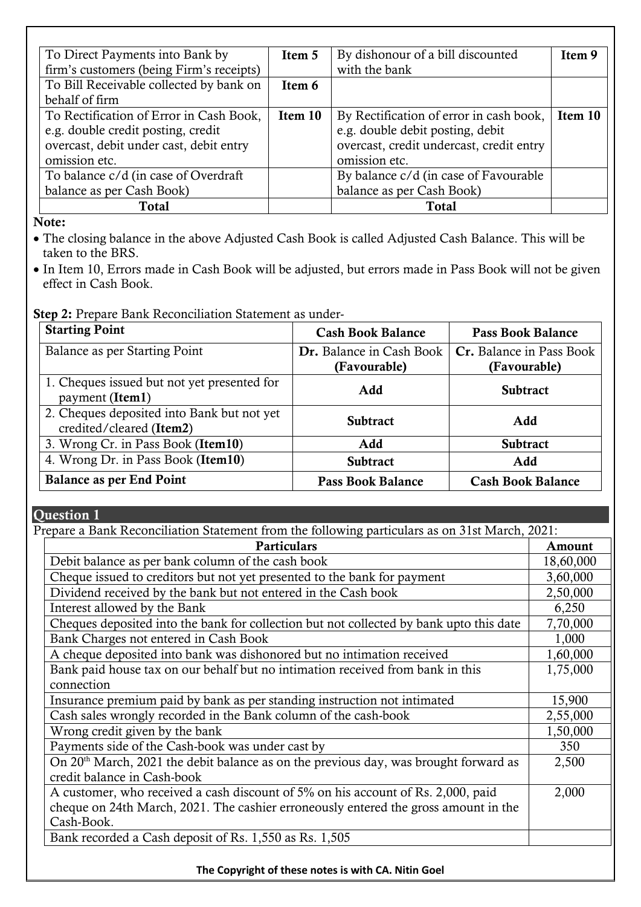| To Direct Payments into Bank by firm's customers (being Firm's receipts) | Item 5 | By dishonour of a bill discounted with the bank | Item 9 |
|---|---|---|---|
| To Bill Receivable collected by bank on behalf of firm | Item 6 | | |
| To Rectification of Error in Cash Book, e.g. double credit posting, credit overcast, debit under cast, debit entry omission etc. | Item 10 | By Rectification of error in cash book, e.g. double debit posting, debit overcast, credit undercast, credit entry omission etc. | Item 10 |
| To balance c/d (in case of Overdraft balance as per Cash Book) | | By balance c/d (in case of Favourable balance as per Cash Book) | |
| **Total** | | **Total** | |

**Note:**

- The closing balance in the above Adjusted Cash Book is called Adjusted Cash Balance. This will be taken to the BRS.
- In Item 10, Errors made in Cash Book will be adjusted, but errors made in Pass Book will not be given effect in Cash Book.

**Step 2:** Prepare Bank Reconciliation Statement as under-

| **Starting Point** | **Cash Book Balance** | **Pass Book Balance** |
|---|---|---|
| Balance as per Starting Point | **Dr.** Balance in Cash Book **(Favourable)** | **Cr.** Balance in Pass Book **(Favourable)** |
| 1. Cheques issued but not yet presented for payment (**Item1**) | **Add** | **Subtract** |
| 2. Cheques deposited into Bank but not yet credited/cleared (**Item2**) | **Subtract** | **Add** |
| 3. Wrong Cr. in Pass Book (**Item10**) | **Add** | **Subtract** |
| 4. Wrong Dr. in Pass Book (**Item10**) | **Subtract** | **Add** |
| **Balance as per End Point** | **Pass Book Balance** | **Cash Book Balance** |

## Question 1

Prepare a Bank Reconciliation Statement from the following particulars as on 31st March, 2021:

| Particulars | Amount |
|---|---|
| Debit balance as per bank column of the cash book | 18,60,000 |
| Cheque issued to creditors but not yet presented to the bank for payment | 3,60,000 |
| Dividend received by the bank but not entered in the Cash book | 2,50,000 |
| Interest allowed by the Bank | 6,250 |
| Cheques deposited into the bank for collection but not collected by bank upto this date | 7,70,000 |
| Bank Charges not entered in Cash Book | 1,000 |
| A cheque deposited into bank was dishonored but no intimation received | 1,60,000 |
| Bank paid house tax on our behalf but no intimation received from bank in this connection | 1,75,000 |
| Insurance premium paid by bank as per standing instruction not intimated | 15,900 |
| Cash sales wrongly recorded in the Bank column of the cash-book | 2,55,000 |
| Wrong credit given by the bank | 1,50,000 |
| Payments side of the Cash-book was under cast by | 350 |
| On 20th March, 2021 the debit balance as on the previous day, was brought forward as credit balance in Cash-book | 2,500 |
| A customer, who received a cash discount of 5% on his account of Rs. 2,000, paid cheque on 24th March, 2021. The cashier erroneously entered the gross amount in the Cash-Book. | 2,000 |
| Bank recorded a Cash deposit of Rs. 1,550 as Rs. 1,505 | |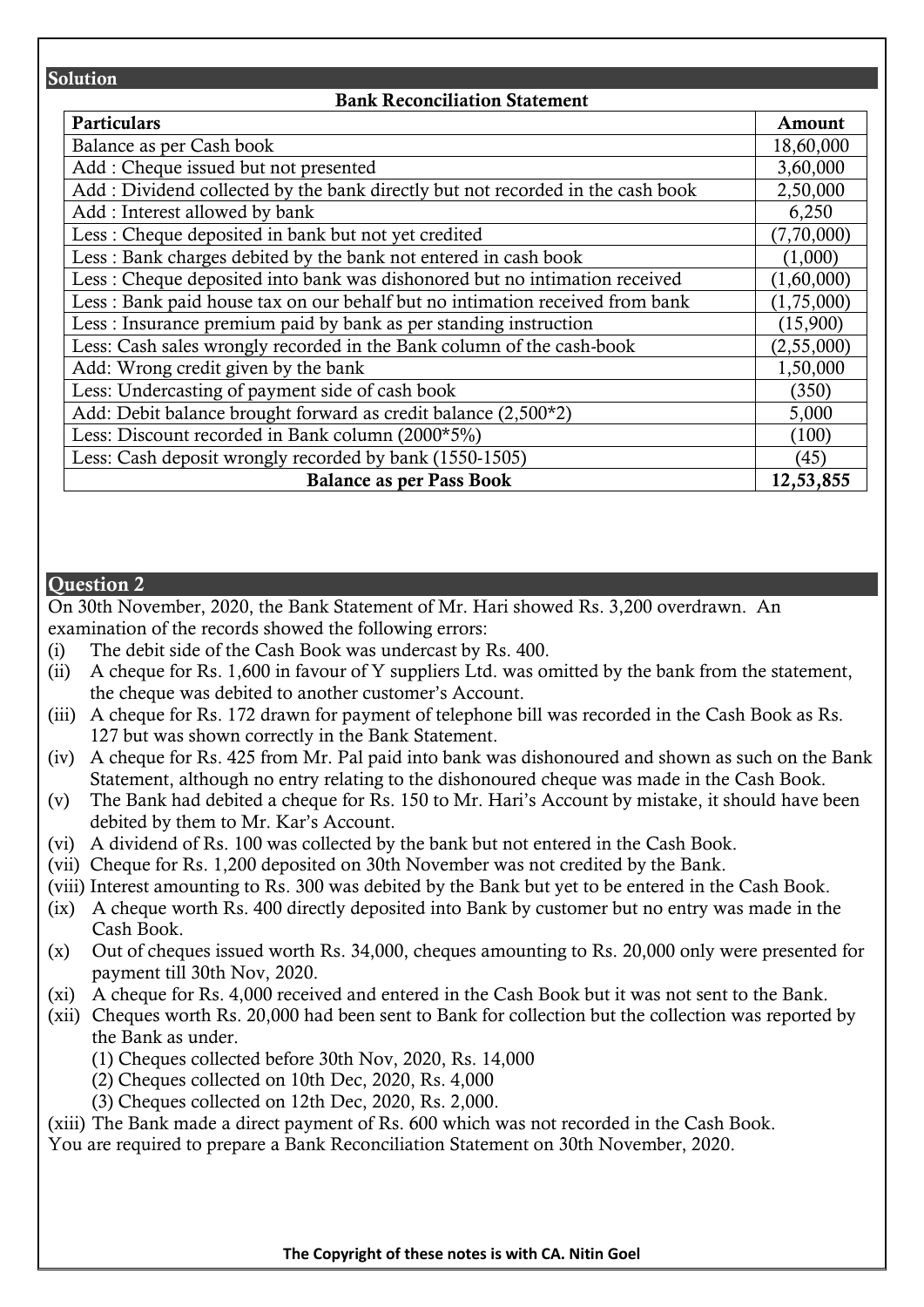## Solution

**Bank Reconciliation Statement**

| Particulars | Amount |
|---|---|
| Balance as per Cash book | 18,60,000 |
| Add : Cheque issued but not presented | 3,60,000 |
| Add : Dividend collected by the bank directly but not recorded in the cash book | 2,50,000 |
| Add : Interest allowed by bank | 6,250 |
| Less : Cheque deposited in bank but not yet credited | (7,70,000) |
| Less : Bank charges debited by the bank not entered in cash book | (1,000) |
| Less : Cheque deposited into bank was dishonored but no intimation received | (1,60,000) |
| Less : Bank paid house tax on our behalf but no intimation received from bank | (1,75,000) |
| Less : Insurance premium paid by bank as per standing instruction | (15,900) |
| Less: Cash sales wrongly recorded in the Bank column of the cash-book | (2,55,000) |
| Add: Wrong credit given by the bank | 1,50,000 |
| Less: Undercasting of payment side of cash book | (350) |
| Add: Debit balance brought forward as credit balance (2,500*2) | 5,000 |
| Less: Discount recorded in Bank column (2000*5%) | (100) |
| Less: Cash deposit wrongly recorded by bank (1550-1505) | (45) |
| **Balance as per Pass Book** | **12,53,855** |

## Question 2

On 30th November, 2020, the Bank Statement of Mr. Hari showed Rs. 3,200 overdrawn. An examination of the records showed the following errors:

(i) The debit side of the Cash Book was undercast by Rs. 400.

(ii) A cheque for Rs. 1,600 in favour of Y suppliers Ltd. was omitted by the bank from the statement, the cheque was debited to another customer's Account.

(iii) A cheque for Rs. 172 drawn for payment of telephone bill was recorded in the Cash Book as Rs. 127 but was shown correctly in the Bank Statement.

(iv) A cheque for Rs. 425 from Mr. Pal paid into bank was dishonoured and shown as such on the Bank Statement, although no entry relating to the dishonoured cheque was made in the Cash Book.

(v) The Bank had debited a cheque for Rs. 150 to Mr. Hari's Account by mistake, it should have been debited by them to Mr. Kar's Account.

(vi) A dividend of Rs. 100 was collected by the bank but not entered in the Cash Book.

(vii) Cheque for Rs. 1,200 deposited on 30th November was not credited by the Bank.

(viii) Interest amounting to Rs. 300 was debited by the Bank but yet to be entered in the Cash Book.

(ix) A cheque worth Rs. 400 directly deposited into Bank by customer but no entry was made in the Cash Book.

(x) Out of cheques issued worth Rs. 34,000, cheques amounting to Rs. 20,000 only were presented for payment till 30th Nov, 2020.

(xi) A cheque for Rs. 4,000 received and entered in the Cash Book but it was not sent to the Bank.

(xii) Cheques worth Rs. 20,000 had been sent to Bank for collection but the collection was reported by the Bank as under.

(1) Cheques collected before 30th Nov, 2020, Rs. 14,000
(2) Cheques collected on 10th Dec, 2020, Rs. 4,000
(3) Cheques collected on 12th Dec, 2020, Rs. 2,000.

(xiii) The Bank made a direct payment of Rs. 600 which was not recorded in the Cash Book.

You are required to prepare a Bank Reconciliation Statement on 30th November, 2020.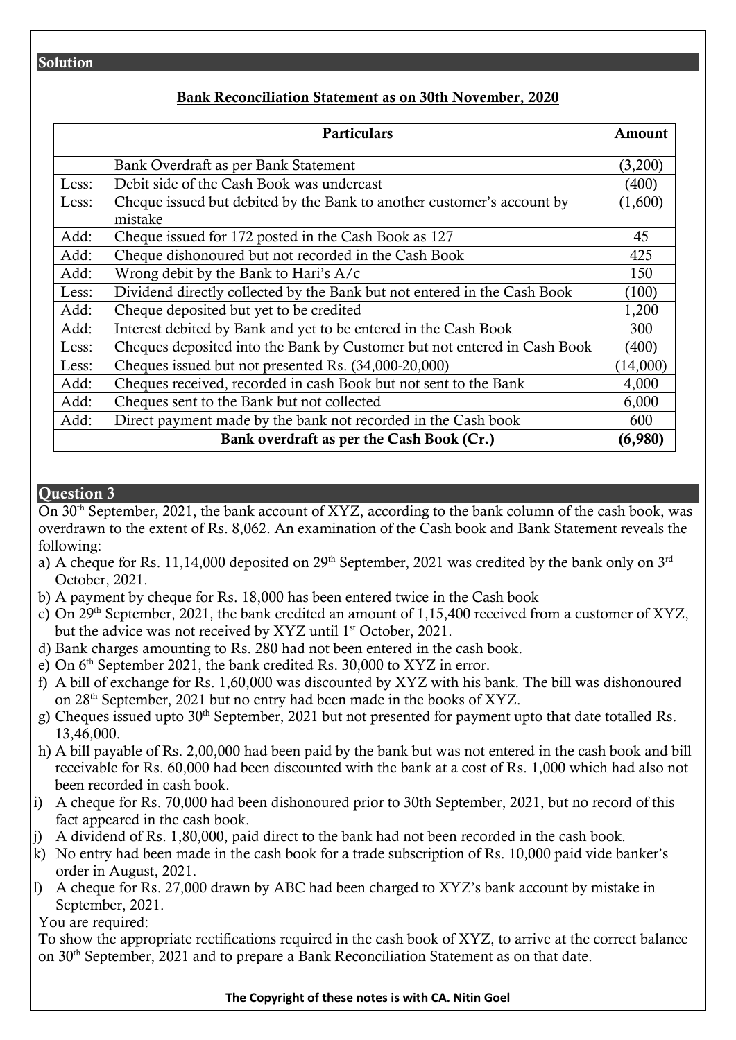## Solution

**Bank Reconciliation Statement as on 30th November, 2020**

| | Particulars | Amount |
|---|---|---|
| | Bank Overdraft as per Bank Statement | (3,200) |
| Less: | Debit side of the Cash Book was undercast | (400) |
| Less: | Cheque issued but debited by the Bank to another customer's account by mistake | (1,600) |
| Add: | Cheque issued for 172 posted in the Cash Book as 127 | 45 |
| Add: | Cheque dishonoured but not recorded in the Cash Book | 425 |
| Add: | Wrong debit by the Bank to Hari's A/c | 150 |
| Less: | Dividend directly collected by the Bank but not entered in the Cash Book | (100) |
| Add: | Cheque deposited but yet to be credited | 1,200 |
| Add: | Interest debited by Bank and yet to be entered in the Cash Book | 300 |
| Less: | Cheques deposited into the Bank by Customer but not entered in Cash Book | (400) |
| Less: | Cheques issued but not presented Rs. (34,000-20,000) | (14,000) |
| Add: | Cheques received, recorded in cash Book but not sent to the Bank | 4,000 |
| Add: | Cheques sent to the Bank but not collected | 6,000 |
| Add: | Direct payment made by the bank not recorded in the Cash book | 600 |
| | **Bank overdraft as per the Cash Book (Cr.)** | **(6,980)** |

## Question 3

On 30th September, 2021, the bank account of XYZ, according to the bank column of the cash book, was overdrawn to the extent of Rs. 8,062. An examination of the Cash book and Bank Statement reveals the following:

a) A cheque for Rs. 11,14,000 deposited on 29th September, 2021 was credited by the bank only on 3rd October, 2021.
b) A payment by cheque for Rs. 18,000 has been entered twice in the Cash book
c) On 29th September, 2021, the bank credited an amount of 1,15,400 received from a customer of XYZ, but the advice was not received by XYZ until 1st October, 2021.
d) Bank charges amounting to Rs. 280 had not been entered in the cash book.
e) On 6th September 2021, the bank credited Rs. 30,000 to XYZ in error.
f) A bill of exchange for Rs. 1,60,000 was discounted by XYZ with his bank. The bill was dishonoured on 28th September, 2021 but no entry had been made in the books of XYZ.
g) Cheques issued upto 30th September, 2021 but not presented for payment upto that date totalled Rs. 13,46,000.
h) A bill payable of Rs. 2,00,000 had been paid by the bank but was not entered in the cash book and bill receivable for Rs. 60,000 had been discounted with the bank at a cost of Rs. 1,000 which had also not been recorded in cash book.
i) A cheque for Rs. 70,000 had been dishonoured prior to 30th September, 2021, but no record of this fact appeared in the cash book.
j) A dividend of Rs. 1,80,000, paid direct to the bank had not been recorded in the cash book.
k) No entry had been made in the cash book for a trade subscription of Rs. 10,000 paid vide banker's order in August, 2021.
l) A cheque for Rs. 27,000 drawn by ABC had been charged to XYZ's bank account by mistake in September, 2021.

You are required:

To show the appropriate rectifications required in the cash book of XYZ, to arrive at the correct balance on 30th September, 2021 and to prepare a Bank Reconciliation Statement as on that date.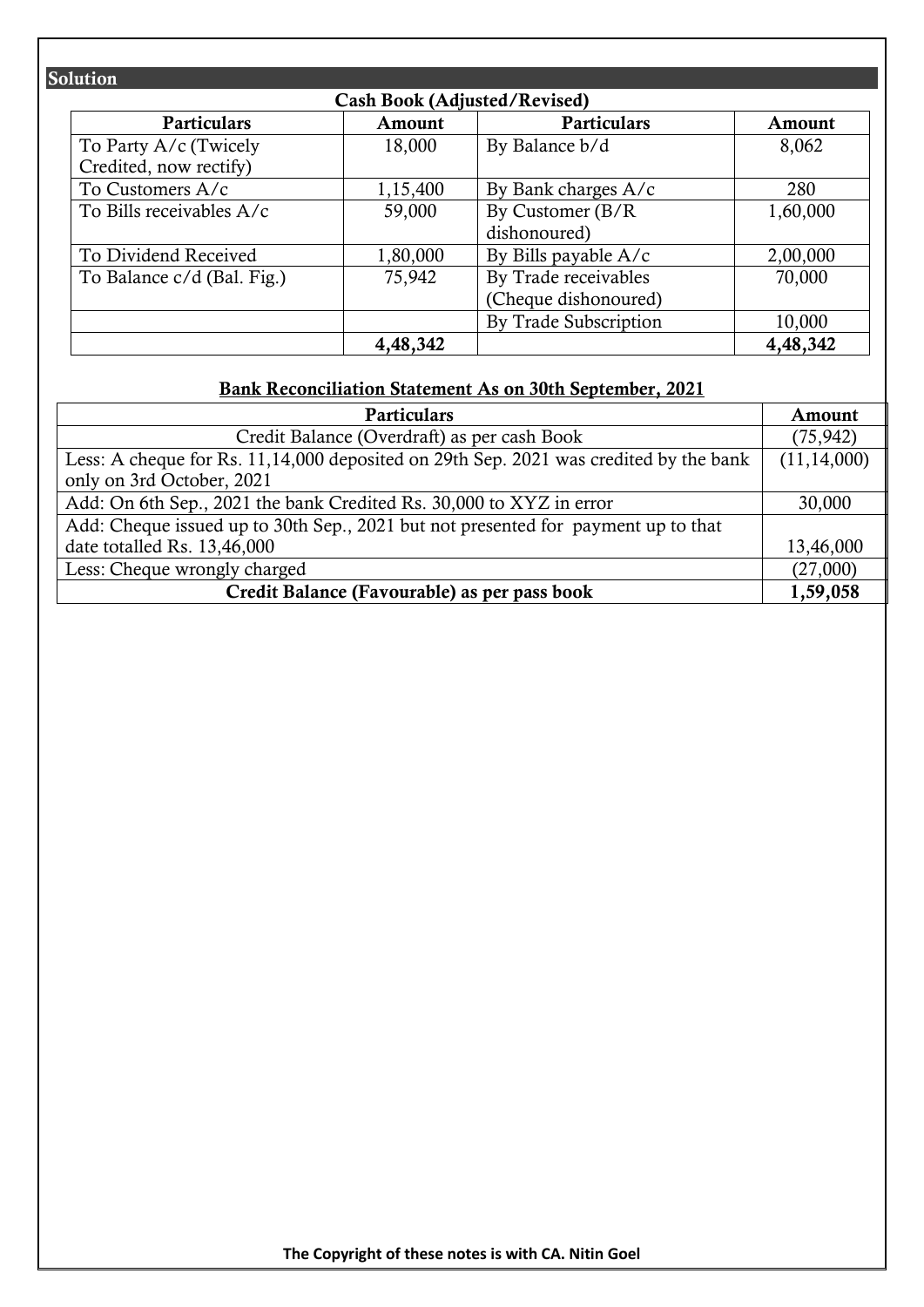## Solution

**Cash Book (Adjusted/Revised)**

| Particulars | Amount | Particulars | Amount |
|---|---|---|---|
| To Party A/c (Twicely Credited, now rectify) | 18,000 | By Balance b/d | 8,062 |
| To Customers A/c | 1,15,400 | By Bank charges A/c | 280 |
| To Bills receivables A/c | 59,000 | By Customer (B/R dishonoured) | 1,60,000 |
| To Dividend Received | 1,80,000 | By Bills payable A/c | 2,00,000 |
| To Balance c/d (Bal. Fig.) | 75,942 | By Trade receivables (Cheque dishonoured) | 70,000 |
| | | By Trade Subscription | 10,000 |
| | **4,48,342** | | **4,48,342** |

**Bank Reconciliation Statement As on 30th September, 2021**

| Particulars | Amount |
|---|---|
| Credit Balance (Overdraft) as per cash Book | (75,942) |
| Less: A cheque for Rs. 11,14,000 deposited on 29th Sep. 2021 was credited by the bank only on 3rd October, 2021 | (11,14,000) |
| Add: On 6th Sep., 2021 the bank Credited Rs. 30,000 to XYZ in error | 30,000 |
| Add: Cheque issued up to 30th Sep., 2021 but not presented for payment up to that date totalled Rs. 13,46,000 | 13,46,000 |
| Less: Cheque wrongly charged | (27,000) |
| **Credit Balance (Favourable) as per pass book** | **1,59,058** |

The Copyright of these notes is with CA. Nitin Goel